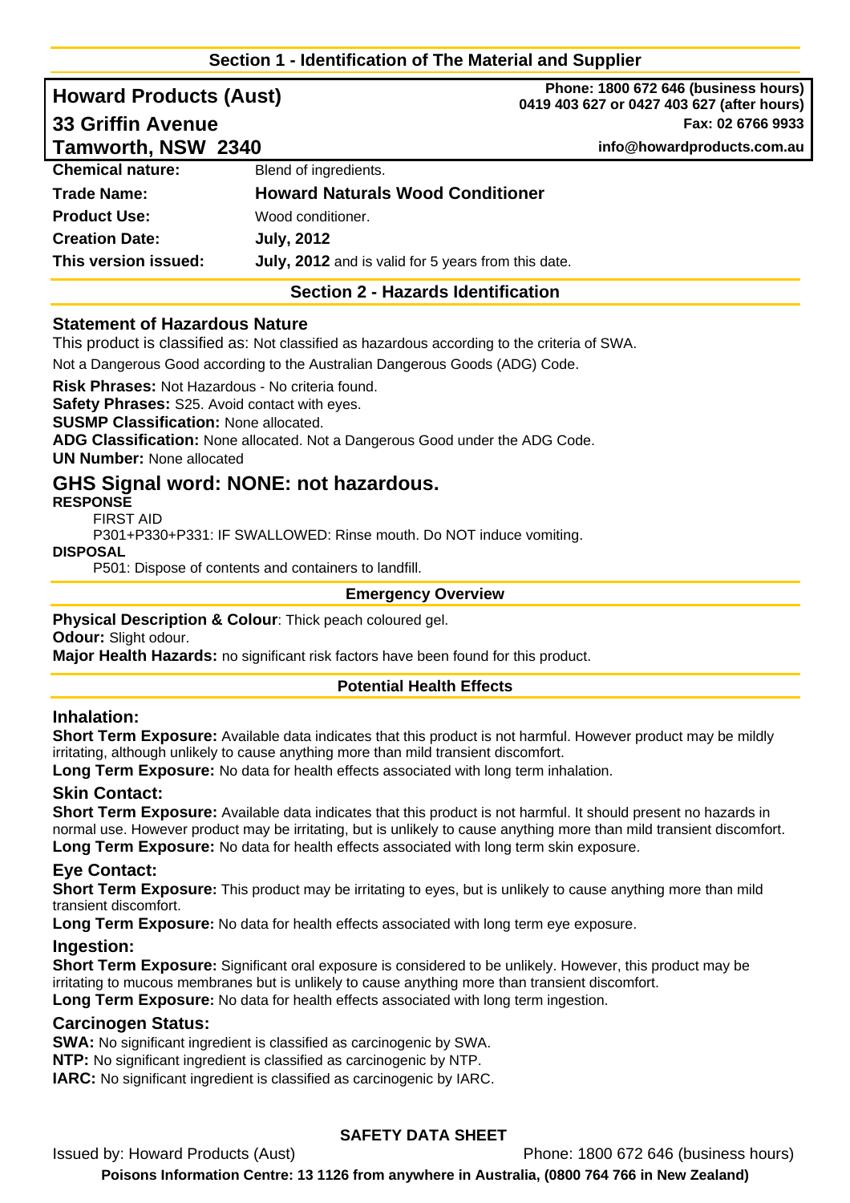## Section 1 - Identification of The Material and Supplier

**Howard Products (Aust)**
**33 Griffin Avenue**
**Tamworth, NSW 2340**

**Phone: 1800 672 646 (business hours)**
**0419 403 627 or 0427 403 627 (after hours)**
**Fax: 02 6766 9933**
**info@howardproducts.com.au**

| | |
|---|---|
| **Chemical nature:** | Blend of ingredients. |
| **Trade Name:** | **Howard Naturals Wood Conditioner** |
| **Product Use:** | Wood conditioner. |
| **Creation Date:** | **July, 2012** |
| **This version issued:** | **July, 2012** and is valid for 5 years from this date. |

## Section 2 - Hazards Identification

### Statement of Hazardous Nature

This product is classified as: Not classified as hazardous according to the criteria of SWA.

Not a Dangerous Good according to the Australian Dangerous Goods (ADG) Code.

**Risk Phrases:** Not Hazardous - No criteria found.
**Safety Phrases:** S25. Avoid contact with eyes.
**SUSMP Classification:** None allocated.
**ADG Classification:** None allocated. Not a Dangerous Good under the ADG Code.
**UN Number:** None allocated

## GHS Signal word: NONE: not hazardous.

**RESPONSE**

FIRST AID

P301+P330+P331: IF SWALLOWED: Rinse mouth. Do NOT induce vomiting.

**DISPOSAL**

P501: Dispose of contents and containers to landfill.

### Emergency Overview

**Physical Description & Colour**: Thick peach coloured gel.
**Odour:** Slight odour.
**Major Health Hazards:** no significant risk factors have been found for this product.

### Potential Health Effects

### Inhalation:

**Short Term Exposure:** Available data indicates that this product is not harmful. However product may be mildly irritating, although unlikely to cause anything more than mild transient discomfort.
**Long Term Exposure:** No data for health effects associated with long term inhalation.

### Skin Contact:

**Short Term Exposure:** Available data indicates that this product is not harmful. It should present no hazards in normal use. However product may be irritating, but is unlikely to cause anything more than mild transient discomfort.
**Long Term Exposure:** No data for health effects associated with long term skin exposure.

### Eye Contact:

**Short Term Exposure:** This product may be irritating to eyes, but is unlikely to cause anything more than mild transient discomfort.
**Long Term Exposure:** No data for health effects associated with long term eye exposure.

### Ingestion:

**Short Term Exposure:** Significant oral exposure is considered to be unlikely. However, this product may be irritating to mucous membranes but is unlikely to cause anything more than transient discomfort.
**Long Term Exposure:** No data for health effects associated with long term ingestion.

### Carcinogen Status:

**SWA:** No significant ingredient is classified as carcinogenic by SWA.
**NTP:** No significant ingredient is classified as carcinogenic by NTP.
**IARC:** No significant ingredient is classified as carcinogenic by IARC.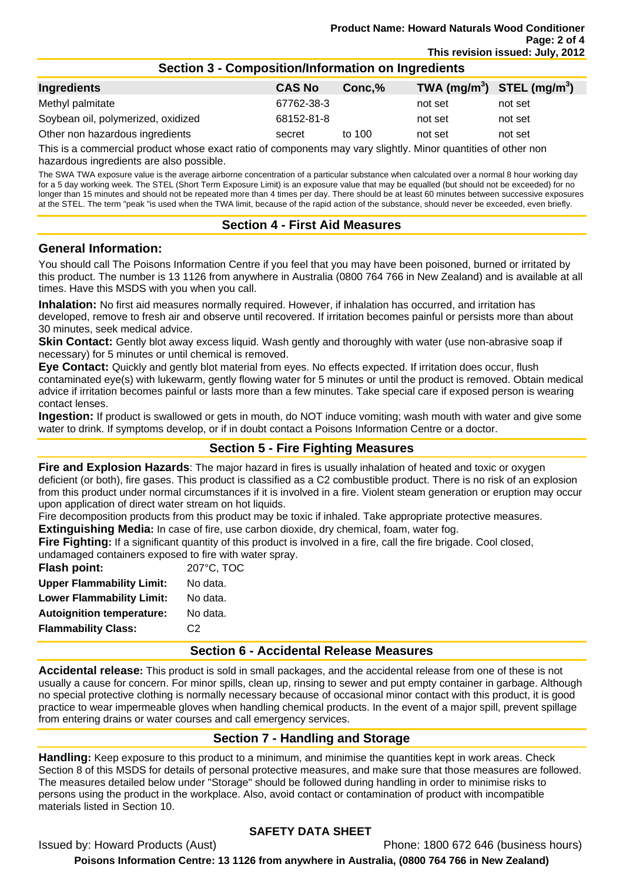## Section 3 - Composition/Information on Ingredients

| Ingredients | CAS No | Conc,% | TWA ($mg/m^3$) | STEL ($mg/m^3$) |
|---|---|---|---|---|
| Methyl palmitate | 67762-38-3 | | not set | not set |
| Soybean oil, polymerized, oxidized | 68152-81-8 | | not set | not set |
| Other non hazardous ingredients | secret | to 100 | not set | not set |

This is a commercial product whose exact ratio of components may vary slightly. Minor quantities of other non hazardous ingredients are also possible.

The SWA TWA exposure value is the average airborne concentration of a particular substance when calculated over a normal 8 hour working day for a 5 day working week. The STEL (Short Term Exposure Limit) is an exposure value that may be equalled (but should not be exceeded) for no longer than 15 minutes and should not be repeated more than 4 times per day. There should be at least 60 minutes between successive exposures at the STEL. The term "peak "is used when the TWA limit, because of the rapid action of the substance, should never be exceeded, even briefly.

## Section 4 - First Aid Measures

### General Information:

You should call The Poisons Information Centre if you feel that you may have been poisoned, burned or irritated by this product. The number is 13 1126 from anywhere in Australia (0800 764 766 in New Zealand) and is available at all times. Have this MSDS with you when you call.

**Inhalation:** No first aid measures normally required. However, if inhalation has occurred, and irritation has developed, remove to fresh air and observe until recovered. If irritation becomes painful or persists more than about 30 minutes, seek medical advice.

**Skin Contact:** Gently blot away excess liquid. Wash gently and thoroughly with water (use non-abrasive soap if necessary) for 5 minutes or until chemical is removed.

**Eye Contact:** Quickly and gently blot material from eyes. No effects expected. If irritation does occur, flush contaminated eye(s) with lukewarm, gently flowing water for 5 minutes or until the product is removed. Obtain medical advice if irritation becomes painful or lasts more than a few minutes. Take special care if exposed person is wearing contact lenses.

**Ingestion:** If product is swallowed or gets in mouth, do NOT induce vomiting; wash mouth with water and give some water to drink. If symptoms develop, or if in doubt contact a Poisons Information Centre or a doctor.

## Section 5 - Fire Fighting Measures

**Fire and Explosion Hazards**: The major hazard in fires is usually inhalation of heated and toxic or oxygen deficient (or both), fire gases. This product is classified as a C2 combustible product. There is no risk of an explosion from this product under normal circumstances if it is involved in a fire. Violent steam generation or eruption may occur upon application of direct water stream on hot liquids.

Fire decomposition products from this product may be toxic if inhaled. Take appropriate protective measures.

**Extinguishing Media:** In case of fire, use carbon dioxide, dry chemical, foam, water fog.

**Fire Fighting:** If a significant quantity of this product is involved in a fire, call the fire brigade. Cool closed, undamaged containers exposed to fire with water spray.

| | |
|---|---|
| **Flash point:** | 207°C, TOC |
| **Upper Flammability Limit:** | No data. |
| **Lower Flammability Limit:** | No data. |
| **Autoignition temperature:** | No data. |
| **Flammability Class:** | C2 |

## Section 6 - Accidental Release Measures

**Accidental release:** This product is sold in small packages, and the accidental release from one of these is not usually a cause for concern. For minor spills, clean up, rinsing to sewer and put empty container in garbage. Although no special protective clothing is normally necessary because of occasional minor contact with this product, it is good practice to wear impermeable gloves when handling chemical products. In the event of a major spill, prevent spillage from entering drains or water courses and call emergency services.

## Section 7 - Handling and Storage

**Handling:** Keep exposure to this product to a minimum, and minimise the quantities kept in work areas. Check Section 8 of this MSDS for details of personal protective measures, and make sure that those measures are followed. The measures detailed below under "Storage" should be followed during handling in order to minimise risks to persons using the product in the workplace. Also, avoid contact or contamination of product with incompatible materials listed in Section 10.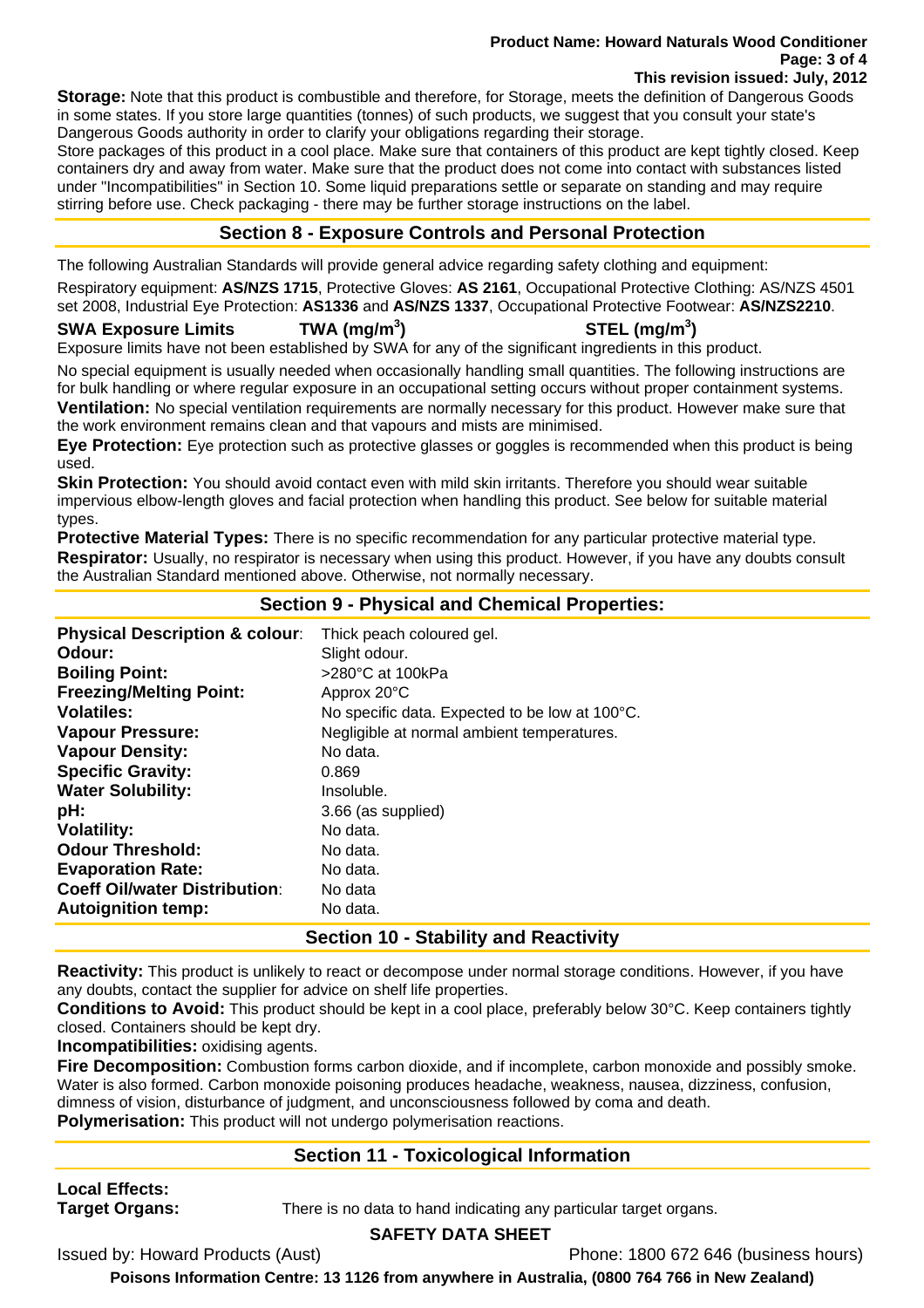**Storage:** Note that this product is combustible and therefore, for Storage, meets the definition of Dangerous Goods in some states. If you store large quantities (tonnes) of such products, we suggest that you consult your state's Dangerous Goods authority in order to clarify your obligations regarding their storage.

Store packages of this product in a cool place. Make sure that containers of this product are kept tightly closed. Keep containers dry and away from water. Make sure that the product does not come into contact with substances listed under "Incompatibilities" in Section 10. Some liquid preparations settle or separate on standing and may require stirring before use. Check packaging - there may be further storage instructions on the label.

## Section 8 - Exposure Controls and Personal Protection

The following Australian Standards will provide general advice regarding safety clothing and equipment:

Respiratory equipment: **AS/NZS 1715**, Protective Gloves: **AS 2161**, Occupational Protective Clothing: AS/NZS 4501 set 2008, Industrial Eye Protection: **AS1336** and **AS/NZS 1337**, Occupational Protective Footwear: **AS/NZS2210**.

| **SWA Exposure Limits** | **TWA ($mg/m^3$)** | **STEL ($mg/m^3$)** |
|---|---|---|

Exposure limits have not been established by SWA for any of the significant ingredients in this product.

No special equipment is usually needed when occasionally handling small quantities. The following instructions are for bulk handling or where regular exposure in an occupational setting occurs without proper containment systems.

**Ventilation:** No special ventilation requirements are normally necessary for this product. However make sure that the work environment remains clean and that vapours and mists are minimised.

**Eye Protection:** Eye protection such as protective glasses or goggles is recommended when this product is being used.

**Skin Protection:** You should avoid contact even with mild skin irritants. Therefore you should wear suitable impervious elbow-length gloves and facial protection when handling this product. See below for suitable material types.

**Protective Material Types:** There is no specific recommendation for any particular protective material type.

**Respirator:** Usually, no respirator is necessary when using this product. However, if you have any doubts consult the Australian Standard mentioned above. Otherwise, not normally necessary.

## Section 9 - Physical and Chemical Properties:

| | |
|---|---|
| **Physical Description & colour**: | Thick peach coloured gel. |
| **Odour:** | Slight odour. |
| **Boiling Point:** | >280°C at 100kPa |
| **Freezing/Melting Point:** | Approx 20°C |
| **Volatiles:** | No specific data. Expected to be low at 100°C. |
| **Vapour Pressure:** | Negligible at normal ambient temperatures. |
| **Vapour Density:** | No data. |
| **Specific Gravity:** | 0.869 |
| **Water Solubility:** | Insoluble. |
| **pH:** | 3.66 (as supplied) |
| **Volatility:** | No data. |
| **Odour Threshold:** | No data. |
| **Evaporation Rate:** | No data. |
| **Coeff Oil/water Distribution**: | No data |
| **Autoignition temp:** | No data. |

## Section 10 - Stability and Reactivity

**Reactivity:** This product is unlikely to react or decompose under normal storage conditions. However, if you have any doubts, contact the supplier for advice on shelf life properties.

**Conditions to Avoid:** This product should be kept in a cool place, preferably below 30°C. Keep containers tightly closed. Containers should be kept dry.

**Incompatibilities:** oxidising agents.

**Fire Decomposition:** Combustion forms carbon dioxide, and if incomplete, carbon monoxide and possibly smoke. Water is also formed. Carbon monoxide poisoning produces headache, weakness, nausea, dizziness, confusion, dimness of vision, disturbance of judgment, and unconsciousness followed by coma and death.

**Polymerisation:** This product will not undergo polymerisation reactions.

## Section 11 - Toxicological Information

**Local Effects:**

**Target Organs:** There is no data to hand indicating any particular target organs.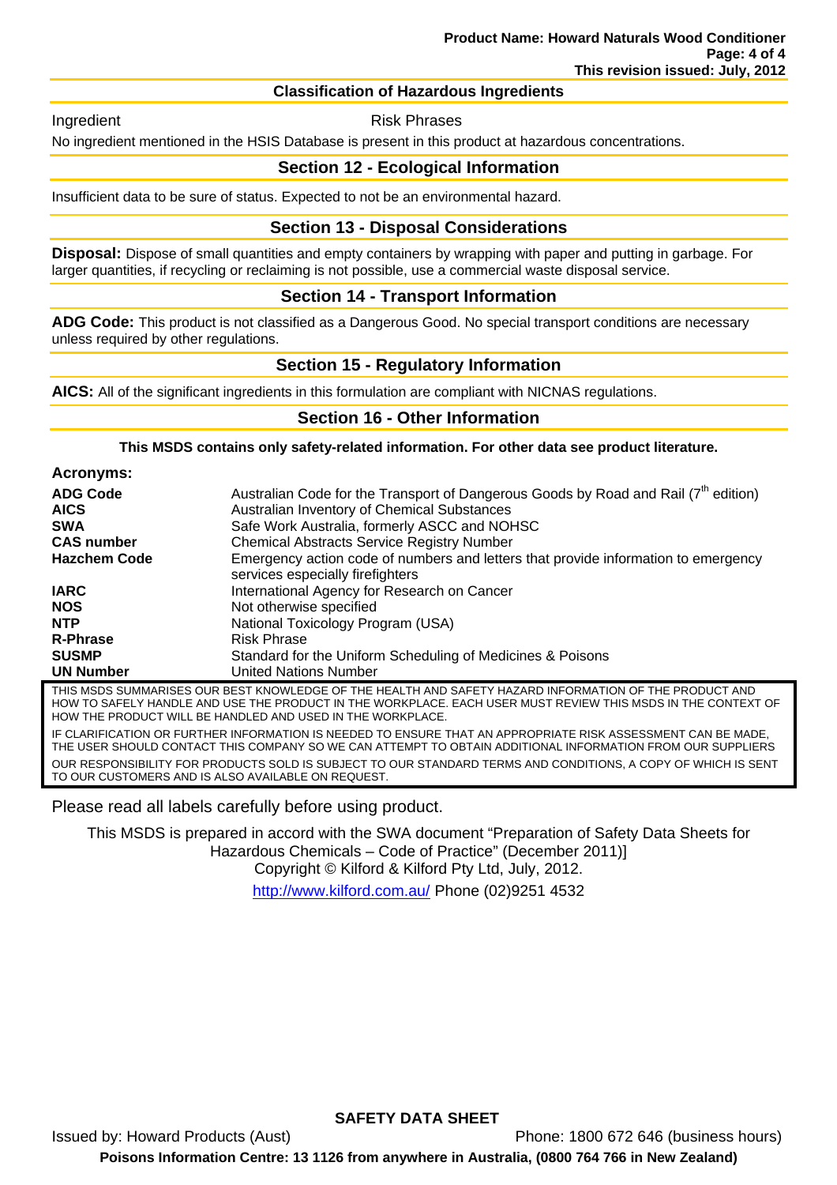## Classification of Hazardous Ingredients

| Ingredient | Risk Phrases |
|---|---|

No ingredient mentioned in the HSIS Database is present in this product at hazardous concentrations.

## Section 12 - Ecological Information

Insufficient data to be sure of status. Expected to not be an environmental hazard.

## Section 13 - Disposal Considerations

**Disposal:** Dispose of small quantities and empty containers by wrapping with paper and putting in garbage. For larger quantities, if recycling or reclaiming is not possible, use a commercial waste disposal service.

## Section 14 - Transport Information

**ADG Code:** This product is not classified as a Dangerous Good. No special transport conditions are necessary unless required by other regulations.

## Section 15 - Regulatory Information

**AICS:** All of the significant ingredients in this formulation are compliant with NICNAS regulations.

## Section 16 - Other Information

**This MSDS contains only safety-related information. For other data see product literature.**

**Acronyms:**

| | |
|---|---|
| **ADG Code** | Australian Code for the Transport of Dangerous Goods by Road and Rail (7th edition) |
| **AICS** | Australian Inventory of Chemical Substances |
| **SWA** | Safe Work Australia, formerly ASCC and NOHSC |
| **CAS number** | Chemical Abstracts Service Registry Number |
| **Hazchem Code** | Emergency action code of numbers and letters that provide information to emergency services especially firefighters |
| **IARC** | International Agency for Research on Cancer |
| **NOS** | Not otherwise specified |
| **NTP** | National Toxicology Program (USA) |
| **R-Phrase** | Risk Phrase |
| **SUSMP** | Standard for the Uniform Scheduling of Medicines & Poisons |
| **UN Number** | United Nations Number |

THIS MSDS SUMMARISES OUR BEST KNOWLEDGE OF THE HEALTH AND SAFETY HAZARD INFORMATION OF THE PRODUCT AND HOW TO SAFELY HANDLE AND USE THE PRODUCT IN THE WORKPLACE. EACH USER MUST REVIEW THIS MSDS IN THE CONTEXT OF HOW THE PRODUCT WILL BE HANDLED AND USED IN THE WORKPLACE.

IF CLARIFICATION OR FURTHER INFORMATION IS NEEDED TO ENSURE THAT AN APPROPRIATE RISK ASSESSMENT CAN BE MADE, THE USER SHOULD CONTACT THIS COMPANY SO WE CAN ATTEMPT TO OBTAIN ADDITIONAL INFORMATION FROM OUR SUPPLIERS

OUR RESPONSIBILITY FOR PRODUCTS SOLD IS SUBJECT TO OUR STANDARD TERMS AND CONDITIONS, A COPY OF WHICH IS SENT TO OUR CUSTOMERS AND IS ALSO AVAILABLE ON REQUEST.

Please read all labels carefully before using product.

This MSDS is prepared in accord with the SWA document "Preparation of Safety Data Sheets for Hazardous Chemicals – Code of Practice" (December 2011)]
Copyright © Kilford & Kilford Pty Ltd, July, 2012.
http://www.kilford.com.au/ Phone (02)9251 4532